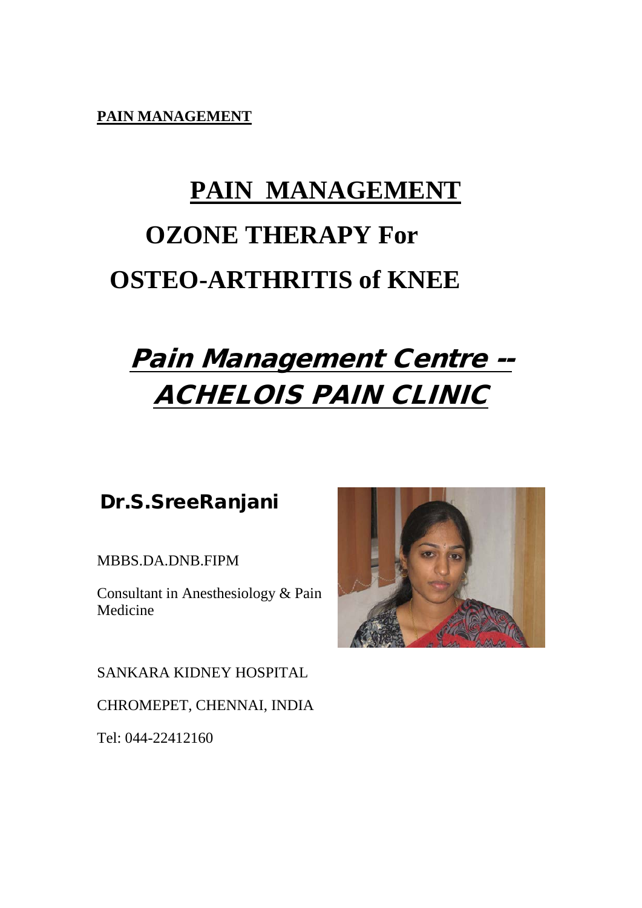**PAIN MANAGEMENT**

# PAIN MANAGEMENT

# OZONE THERAPY For OSTEO-ARTHRITIS of KNEE

## *Pain Management Centre -- ACHELOIS PAIN CLINIC*

### Dr.S.SreeRanjani

MBBS.DA.DNB.FIPM

Consultant in Anesthesiology & Pain Medicine

SANKARA KIDNEY HOSPITAL

CHROMEPET, CHENNAI, INDIA

Tel: 044-22412160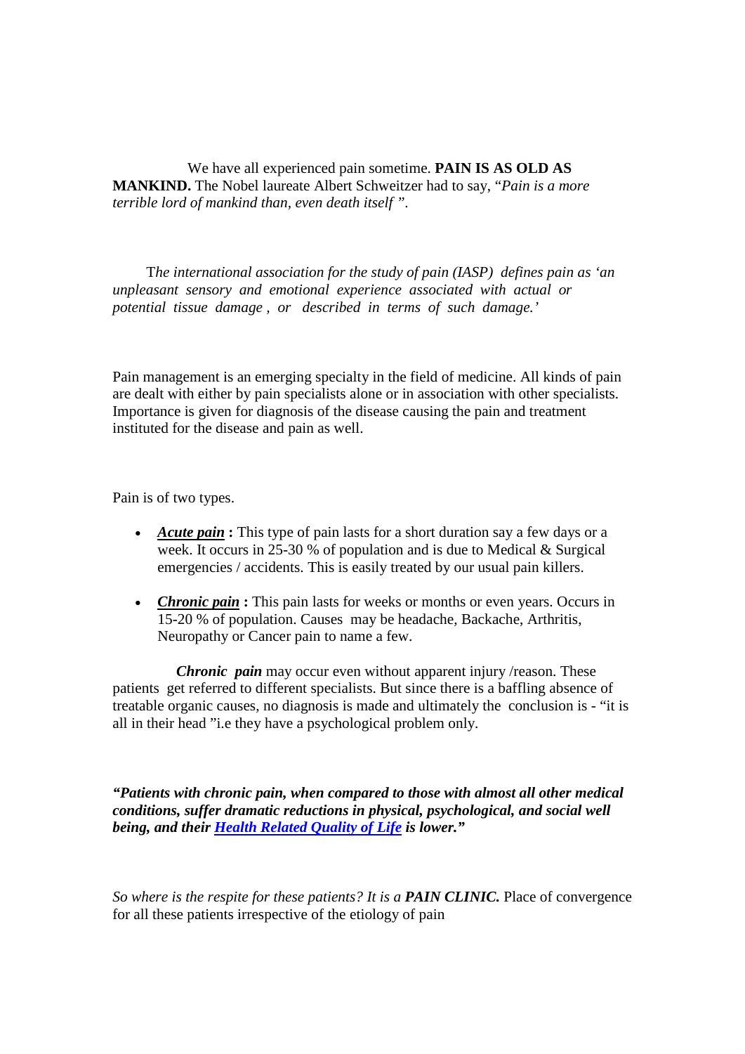We have all experienced pain sometime. **PAIN IS AS OLD AS MANKIND.** The Nobel laureate Albert Schweitzer had to say, "*Pain is a more terrible lord of mankind than, even death itself* ".

T*he international association for the study of pain (IASP) defines pain as 'an unpleasant sensory and emotional experience associated with actual or potential tissue damage , or described in terms of such damage.'*

Pain management is an emerging specialty in the field of medicine. All kinds of pain are dealt with either by pain specialists alone or in association with other specialists. Importance is given for diagnosis of the disease causing the pain and treatment instituted for the disease and pain as well.

Pain is of two types.

- ***Acute pain*** **:** This type of pain lasts for a short duration say a few days or a week. It occurs in 25-30 % of population and is due to Medical & Surgical emergencies / accidents. This is easily treated by our usual pain killers.
- ***Chronic pain*** **:** This pain lasts for weeks or months or even years. Occurs in 15-20 % of population. Causes may be headache, Backache, Arthritis, Neuropathy or Cancer pain to name a few.

***Chronic pain*** may occur even without apparent injury /reason. These patients get referred to different specialists. But since there is a baffling absence of treatable organic causes, no diagnosis is made and ultimately the conclusion is - "it is all in their head "i.e they have a psychological problem only.

***"Patients with chronic pain, when compared to those with almost all other medical conditions, suffer dramatic reductions in physical, psychological, and social well being, and their Health Related Quality of Life is lower."***

*So where is the respite for these patients? It is a* ***PAIN CLINIC.*** Place of convergence for all these patients irrespective of the etiology of pain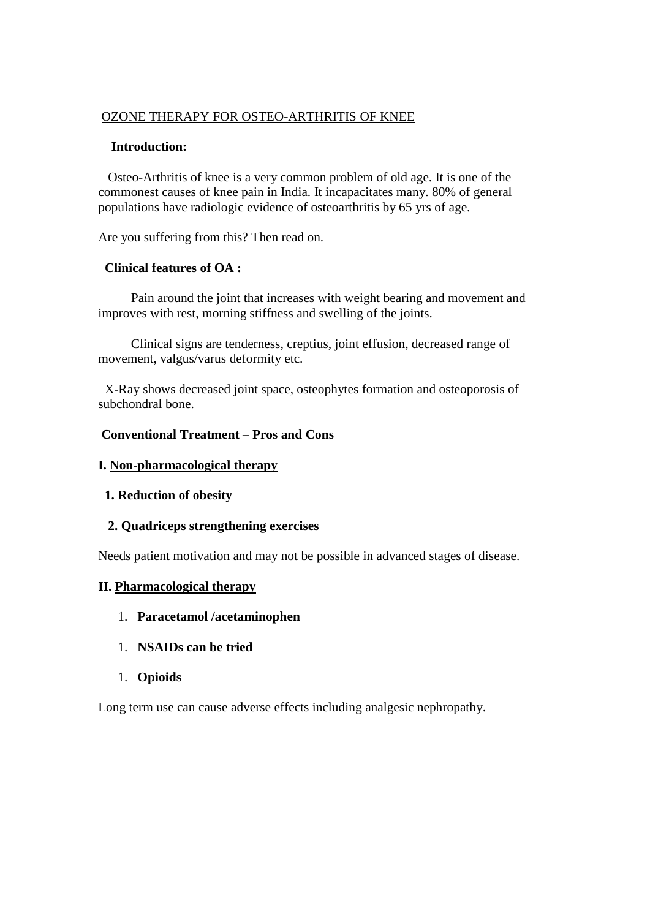<u>OZONE THERAPY FOR OSTEO-ARTHRITIS OF KNEE</u>

**Introduction:**

Osteo-Arthritis of knee is a very common problem of old age. It is one of the commonest causes of knee pain in India. It incapacitates many. 80% of general populations have radiologic evidence of osteoarthritis by 65 yrs of age.

Are you suffering from this? Then read on.

**Clinical features of OA :**

Pain around the joint that increases with weight bearing and movement and improves with rest, morning stiffness and swelling of the joints.

Clinical signs are tenderness, creptius, joint effusion, decreased range of movement, valgus/varus deformity etc.

X-Ray shows decreased joint space, osteophytes formation and osteoporosis of subchondral bone.

**Conventional Treatment – Pros and Cons**

**I. <u>Non-pharmacological therapy</u>**

**1. Reduction of obesity**

**2. Quadriceps strengthening exercises**

Needs patient motivation and may not be possible in advanced stages of disease.

**II. <u>Pharmacological therapy</u>**

1. **Paracetamol /acetaminophen**

1. **NSAIDs can be tried**

1. **Opioids**

Long term use can cause adverse effects including analgesic nephropathy.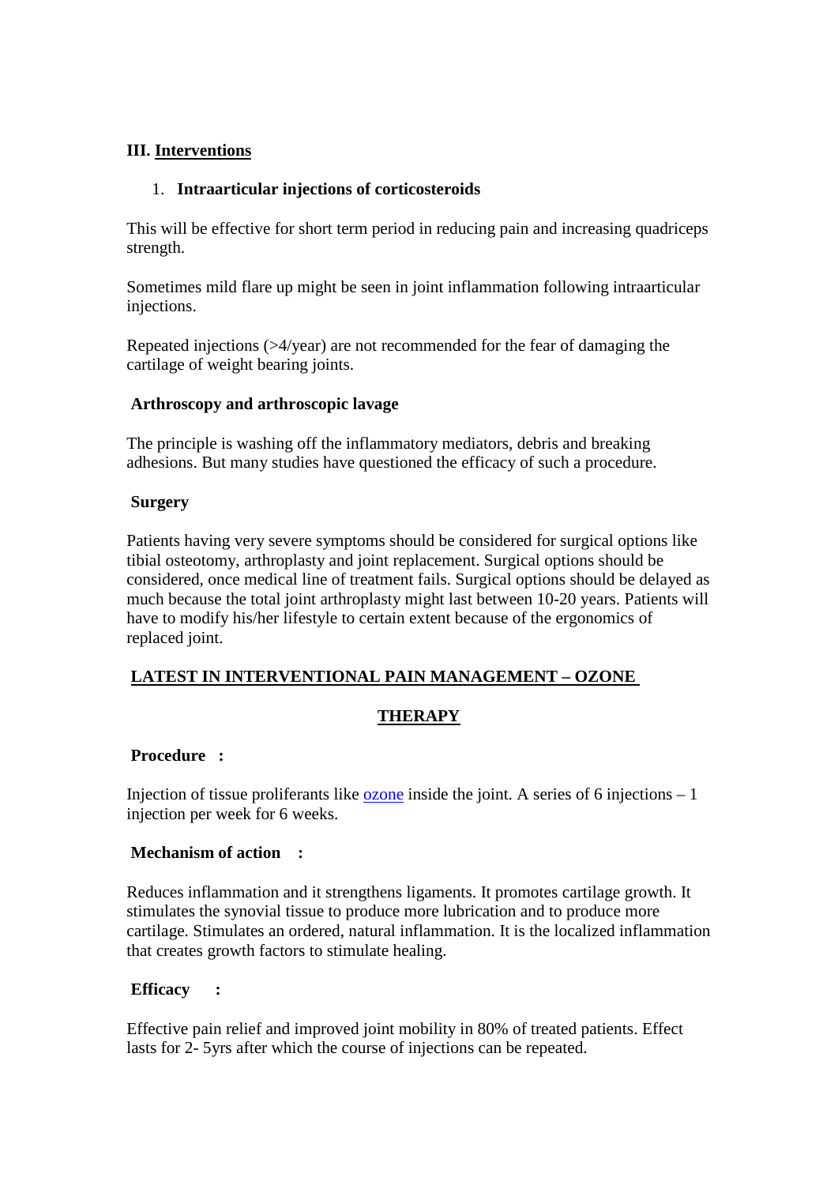## III. Interventions

1. **Intraarticular injections of corticosteroids**

This will be effective for short term period in reducing pain and increasing quadriceps strength.

Sometimes mild flare up might be seen in joint inflammation following intraarticular injections.

Repeated injections (>4/year) are not recommended for the fear of damaging the cartilage of weight bearing joints.

**Arthroscopy and arthroscopic lavage**

The principle is washing off the inflammatory mediators, debris and breaking adhesions. But many studies have questioned the efficacy of such a procedure.

**Surgery**

Patients having very severe symptoms should be considered for surgical options like tibial osteotomy, arthroplasty and joint replacement. Surgical options should be considered, once medical line of treatment fails. Surgical options should be delayed as much because the total joint arthroplasty might last between 10-20 years. Patients will have to modify his/her lifestyle to certain extent because of the ergonomics of replaced joint.

## LATEST IN INTERVENTIONAL PAIN MANAGEMENT – OZONE THERAPY

**Procedure :**

Injection of tissue proliferants like ozone inside the joint. A series of 6 injections – 1 injection per week for 6 weeks.

**Mechanism of action :**

Reduces inflammation and it strengthens ligaments. It promotes cartilage growth. It stimulates the synovial tissue to produce more lubrication and to produce more cartilage. Stimulates an ordered, natural inflammation. It is the localized inflammation that creates growth factors to stimulate healing.

**Efficacy :**

Effective pain relief and improved joint mobility in 80% of treated patients. Effect lasts for 2- 5yrs after which the course of injections can be repeated.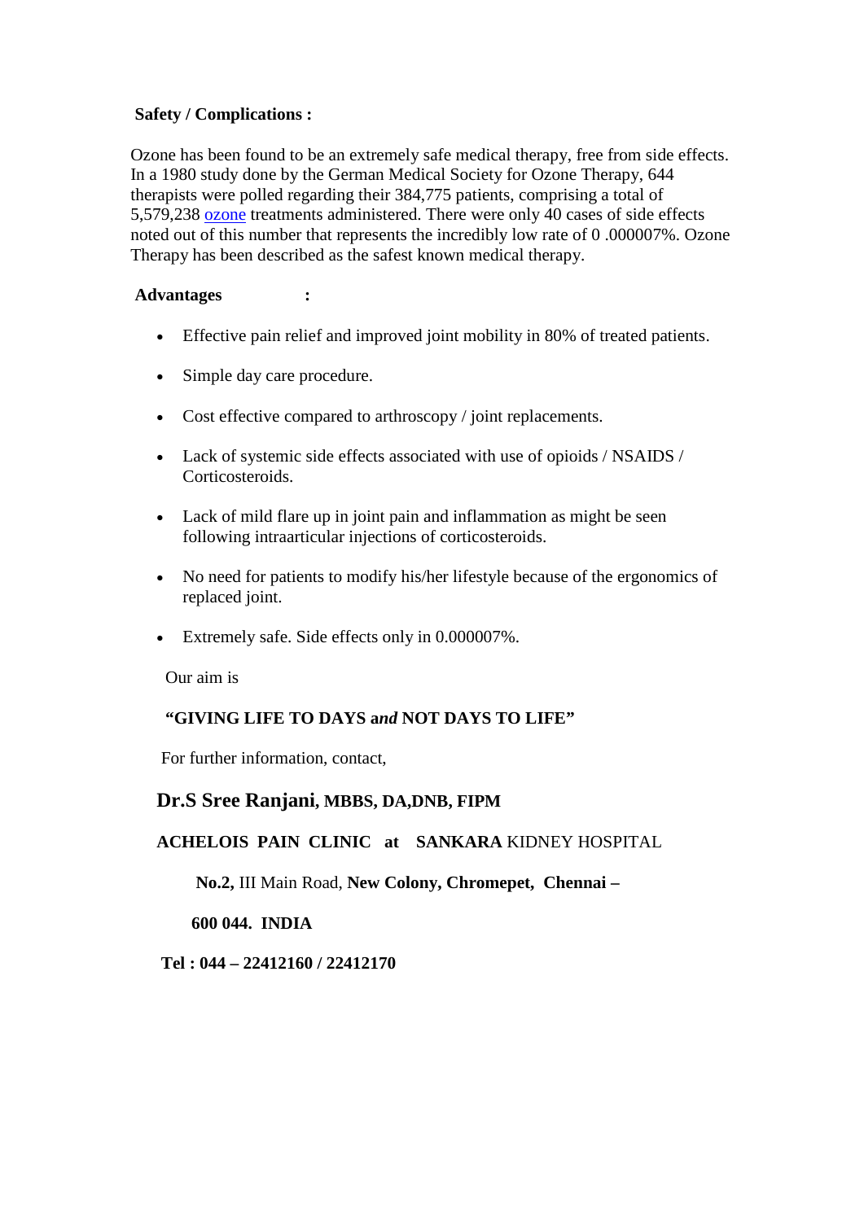**Safety / Complications :**

Ozone has been found to be an extremely safe medical therapy, free from side effects. In a 1980 study done by the German Medical Society for Ozone Therapy, 644 therapists were polled regarding their 384,775 patients, comprising a total of 5,579,238 ozone treatments administered. There were only 40 cases of side effects noted out of this number that represents the incredibly low rate of 0 .000007%. Ozone Therapy has been described as the safest known medical therapy.

**Advantages :**

- Effective pain relief and improved joint mobility in 80% of treated patients.
- Simple day care procedure.
- Cost effective compared to arthroscopy / joint replacements.
- Lack of systemic side effects associated with use of opioids / NSAIDS / Corticosteroids.
- Lack of mild flare up in joint pain and inflammation as might be seen following intraarticular injections of corticosteroids.
- No need for patients to modify his/her lifestyle because of the ergonomics of replaced joint.
- Extremely safe. Side effects only in 0.000007%.

Our aim is

**"GIVING LIFE TO DAYS *and* NOT DAYS TO LIFE"**

For further information, contact,

**Dr.S Sree Ranjani, MBBS, DA,DNB, FIPM**

**ACHELOIS PAIN CLINIC at SANKARA** KIDNEY HOSPITAL

**No.2,** III Main Road, **New Colony, Chromepet, Chennai –**

**600 044. INDIA**

**Tel : 044 – 22412160 / 22412170**